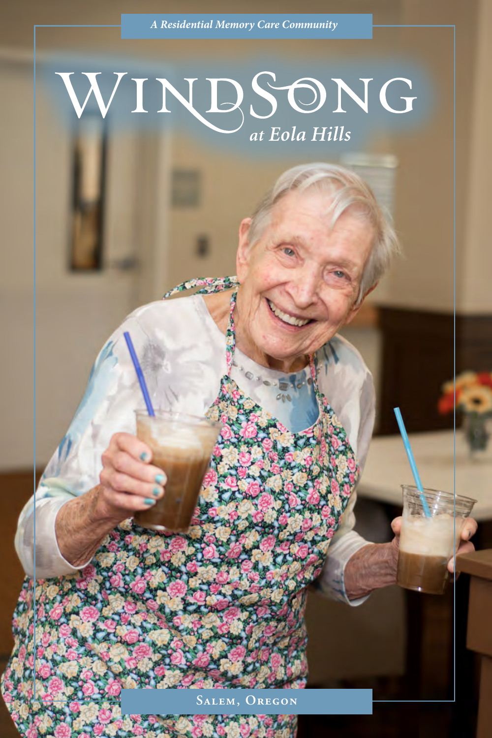*A Residential Memory Care Community*

# WINDSONG

## *at Eola Hills*

SALEM, OREGON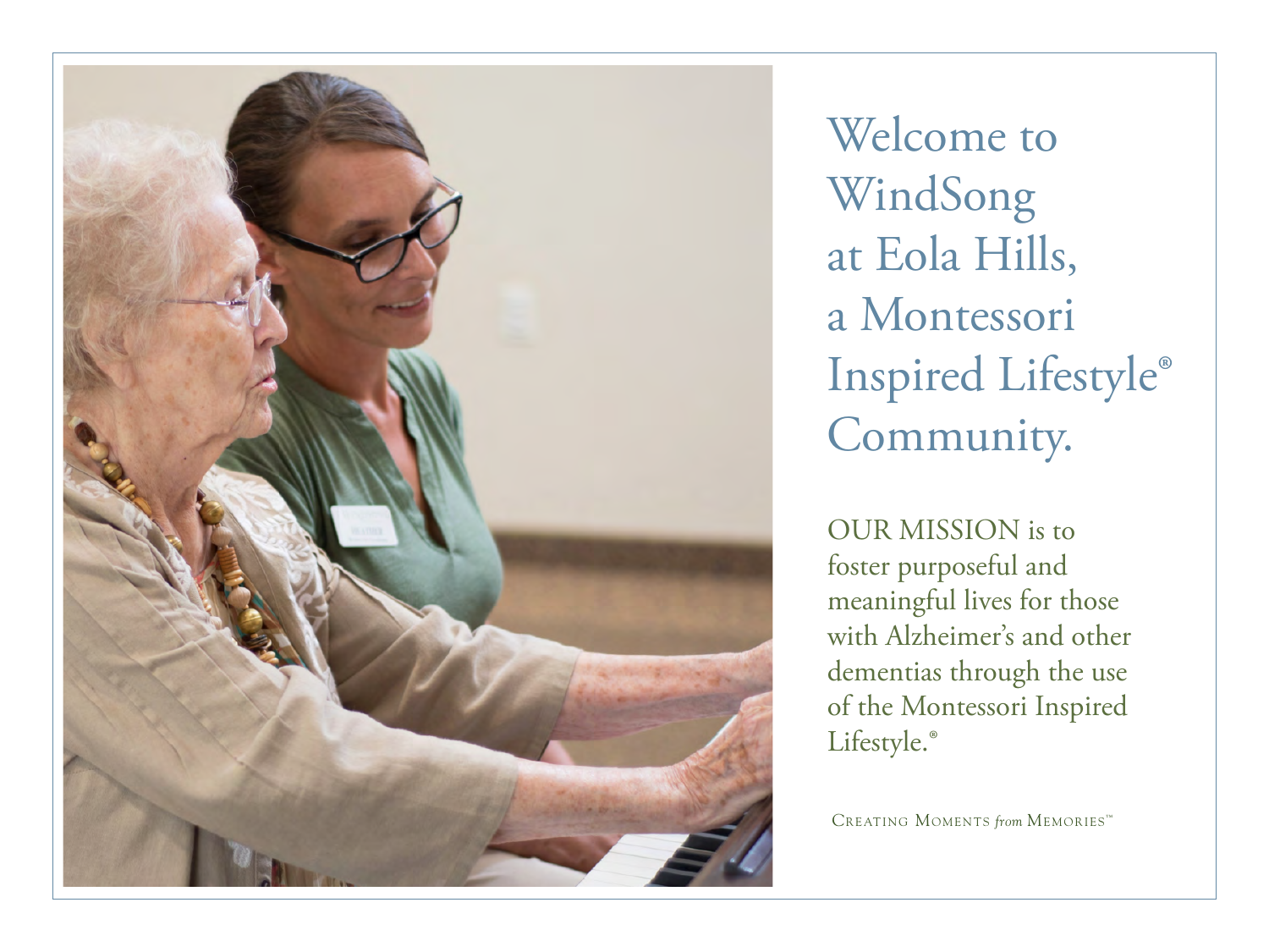# Welcome to WindSong at Eola Hills, a Montessori Inspired Lifestyle® Community.

OUR MISSION is to foster purposeful and meaningful lives for those with Alzheimer's and other dementias through the use of the Montessori Inspired Lifestyle.®

CREATING MOMENTS *from* MEMORIES™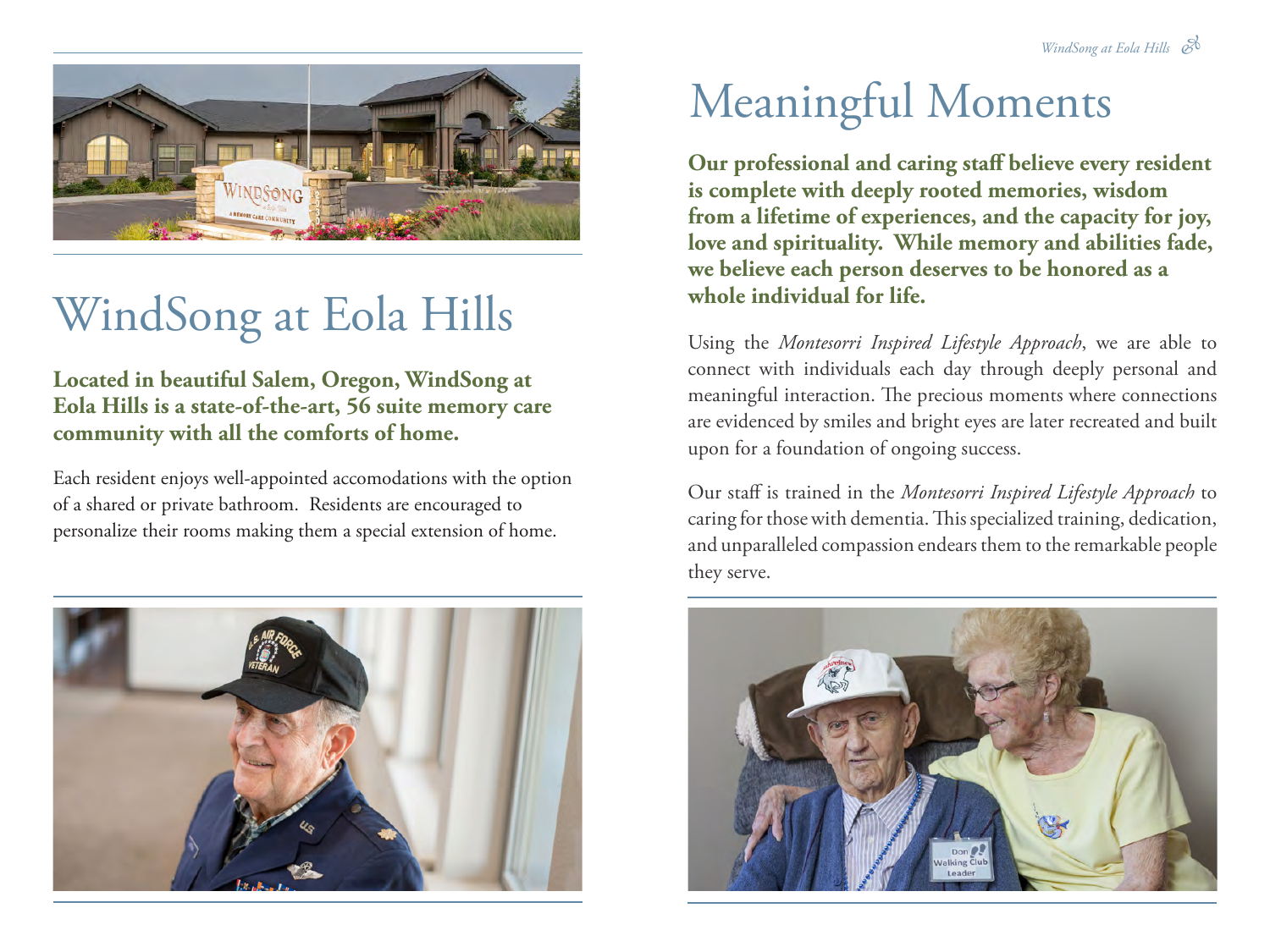# WindSong at Eola Hills

**Located in beautiful Salem, Oregon, WindSong at Eola Hills is a state-of-the-art, 56 suite memory care community with all the comforts of home.**

Each resident enjoys well-appointed accomodations with the option of a shared or private bathroom. Residents are encouraged to personalize their rooms making them a special extension of home.

# Meaningful Moments

**Our professional and caring staff believe every resident is complete with deeply rooted memories, wisdom from a lifetime of experiences, and the capacity for joy, love and spirituality. While memory and abilities fade, we believe each person deserves to be honored as a whole individual for life.**

Using the *Montesorri Inspired Lifestyle Approach*, we are able to connect with individuals each day through deeply personal and meaningful interaction. The precious moments where connections are evidenced by smiles and bright eyes are later recreated and built upon for a foundation of ongoing success.

Our staff is trained in the *Montesorri Inspired Lifestyle Approach* to caring for those with dementia. This specialized training, dedication, and unparalleled compassion endears them to the remarkable people they serve.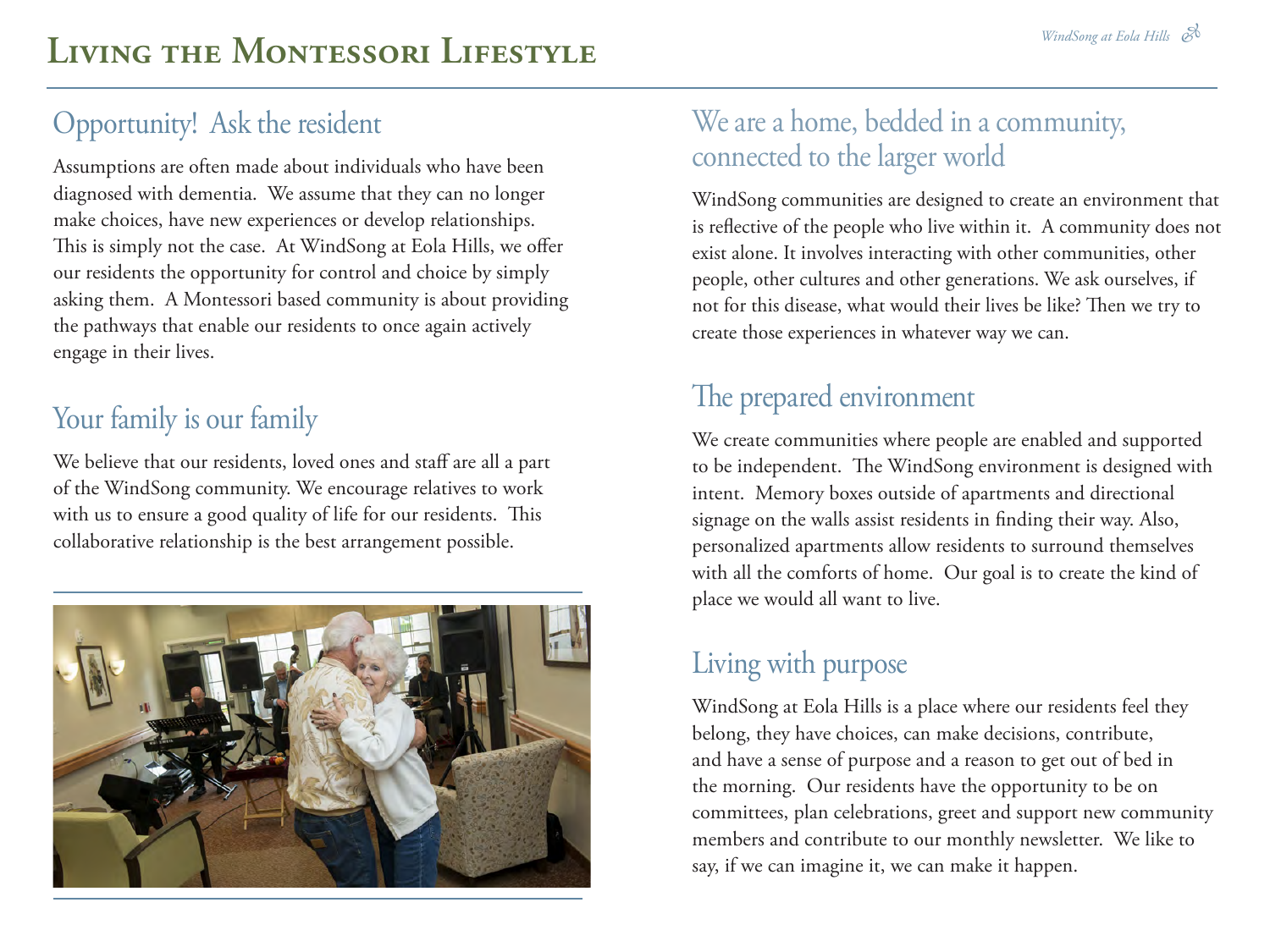# Living the Montessori Lifestyle

## Opportunity! Ask the resident

Assumptions are often made about individuals who have been diagnosed with dementia. We assume that they can no longer make choices, have new experiences or develop relationships. This is simply not the case. At WindSong at Eola Hills, we offer our residents the opportunity for control and choice by simply asking them. A Montessori based community is about providing the pathways that enable our residents to once again actively engage in their lives.

## Your family is our family

We believe that our residents, loved ones and staff are all a part of the WindSong community. We encourage relatives to work with us to ensure a good quality of life for our residents. This collaborative relationship is the best arrangement possible.

## We are a home, bedded in a community, connected to the larger world

WindSong communities are designed to create an environment that is reflective of the people who live within it. A community does not exist alone. It involves interacting with other communities, other people, other cultures and other generations. We ask ourselves, if not for this disease, what would their lives be like? Then we try to create those experiences in whatever way we can.

## The prepared environment

We create communities where people are enabled and supported to be independent. The WindSong environment is designed with intent. Memory boxes outside of apartments and directional signage on the walls assist residents in finding their way. Also, personalized apartments allow residents to surround themselves with all the comforts of home. Our goal is to create the kind of place we would all want to live.

## Living with purpose

WindSong at Eola Hills is a place where our residents feel they belong, they have choices, can make decisions, contribute, and have a sense of purpose and a reason to get out of bed in the morning. Our residents have the opportunity to be on committees, plan celebrations, greet and support new community members and contribute to our monthly newsletter. We like to say, if we can imagine it, we can make it happen.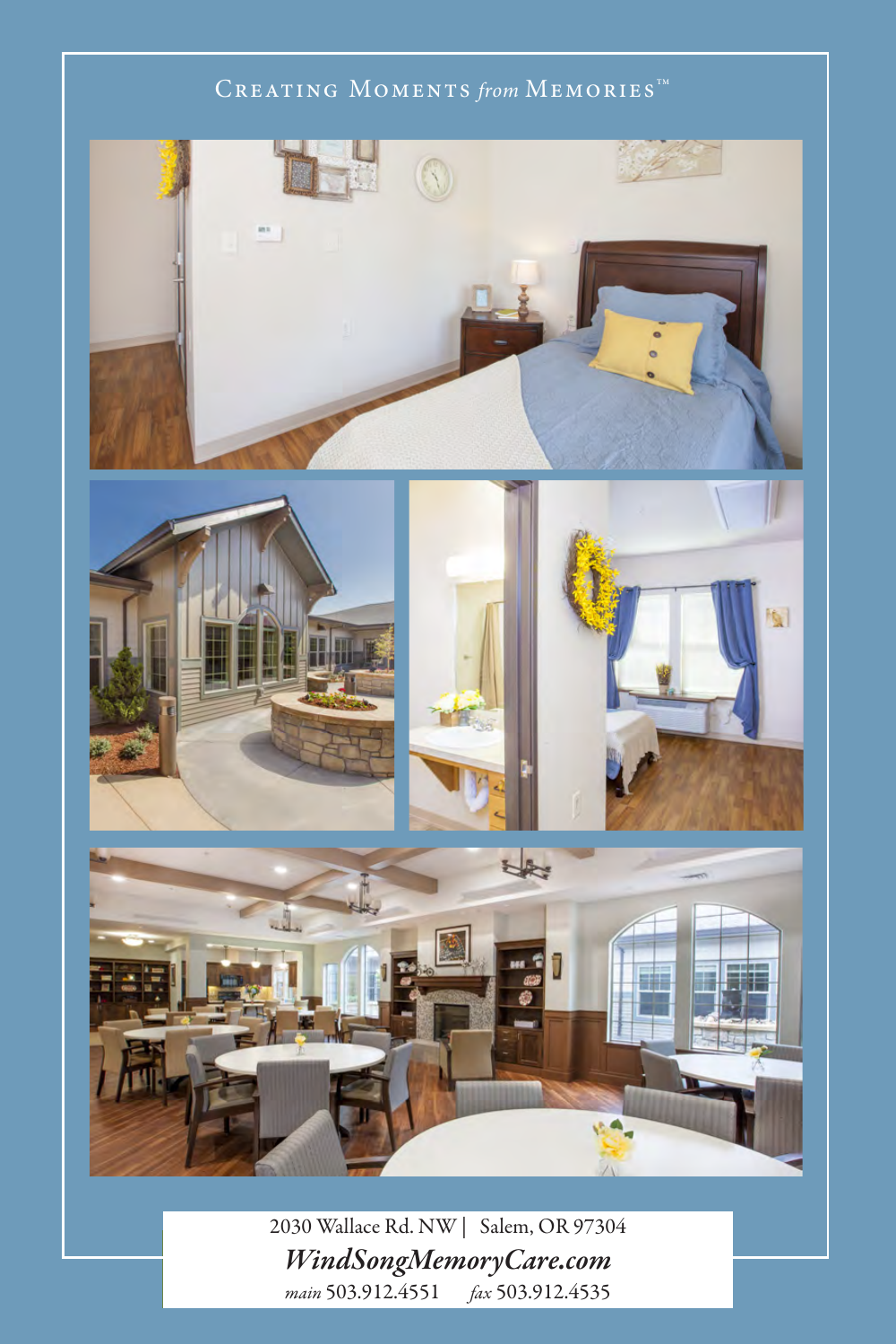Creating Moments *from* Memories™

2030 Wallace Rd. NW | Salem, OR 97304

***WindSongMemoryCare.com***

*main* 503.912.4551 *fax* 503.912.4535